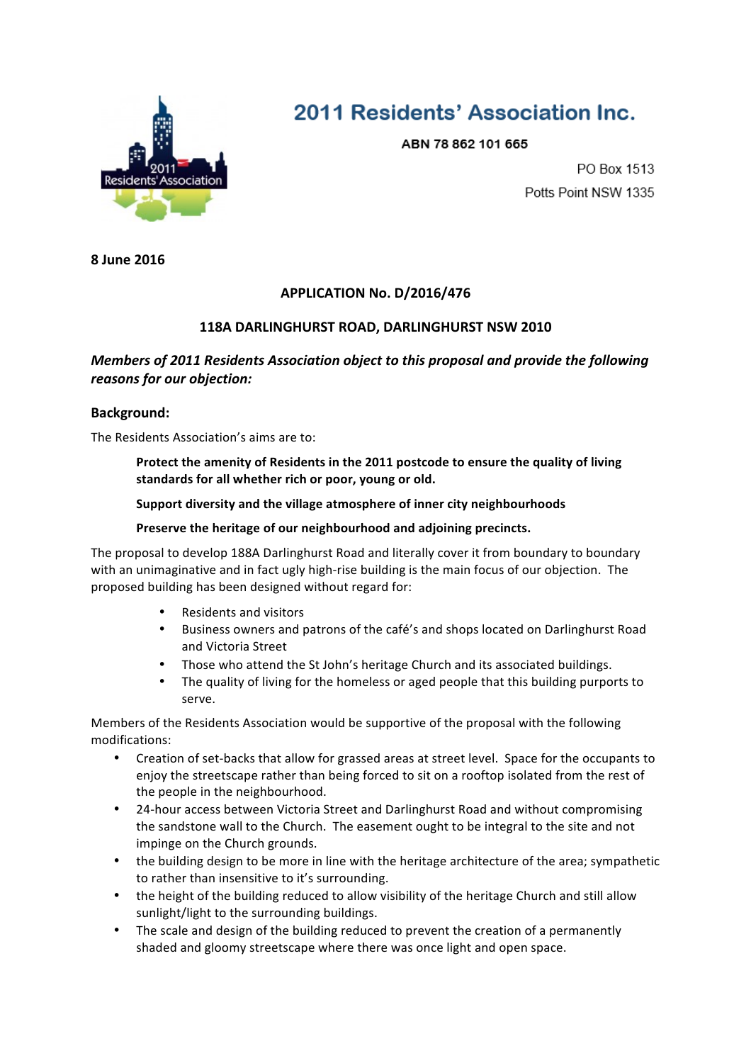# 2011 Residents' Association Inc.

**ABN 78 862 101 665**

PO Box 1513
Potts Point NSW 1335

**8 June 2016**

**APPLICATION No. D/2016/476**

**118A DARLINGHURST ROAD, DARLINGHURST NSW 2010**

***Members of 2011 Residents Association object to this proposal and provide the following reasons for our objection:***

## Background:

The Residents Association's aims are to:

> **Protect the amenity of Residents in the 2011 postcode to ensure the quality of living standards for all whether rich or poor, young or old.**
>
> **Support diversity and the village atmosphere of inner city neighbourhoods**
>
> **Preserve the heritage of our neighbourhood and adjoining precincts.**

The proposal to develop 188A Darlinghurst Road and literally cover it from boundary to boundary with an unimaginative and in fact ugly high-rise building is the main focus of our objection. The proposed building has been designed without regard for:

- Residents and visitors
- Business owners and patrons of the café's and shops located on Darlinghurst Road and Victoria Street
- Those who attend the St John's heritage Church and its associated buildings.
- The quality of living for the homeless or aged people that this building purports to serve.

Members of the Residents Association would be supportive of the proposal with the following modifications:

- Creation of set-backs that allow for grassed areas at street level. Space for the occupants to enjoy the streetscape rather than being forced to sit on a rooftop isolated from the rest of the people in the neighbourhood.
- 24-hour access between Victoria Street and Darlinghurst Road and without compromising the sandstone wall to the Church. The easement ought to be integral to the site and not impinge on the Church grounds.
- the building design to be more in line with the heritage architecture of the area; sympathetic to rather than insensitive to it's surrounding.
- the height of the building reduced to allow visibility of the heritage Church and still allow sunlight/light to the surrounding buildings.
- The scale and design of the building reduced to prevent the creation of a permanently shaded and gloomy streetscape where there was once light and open space.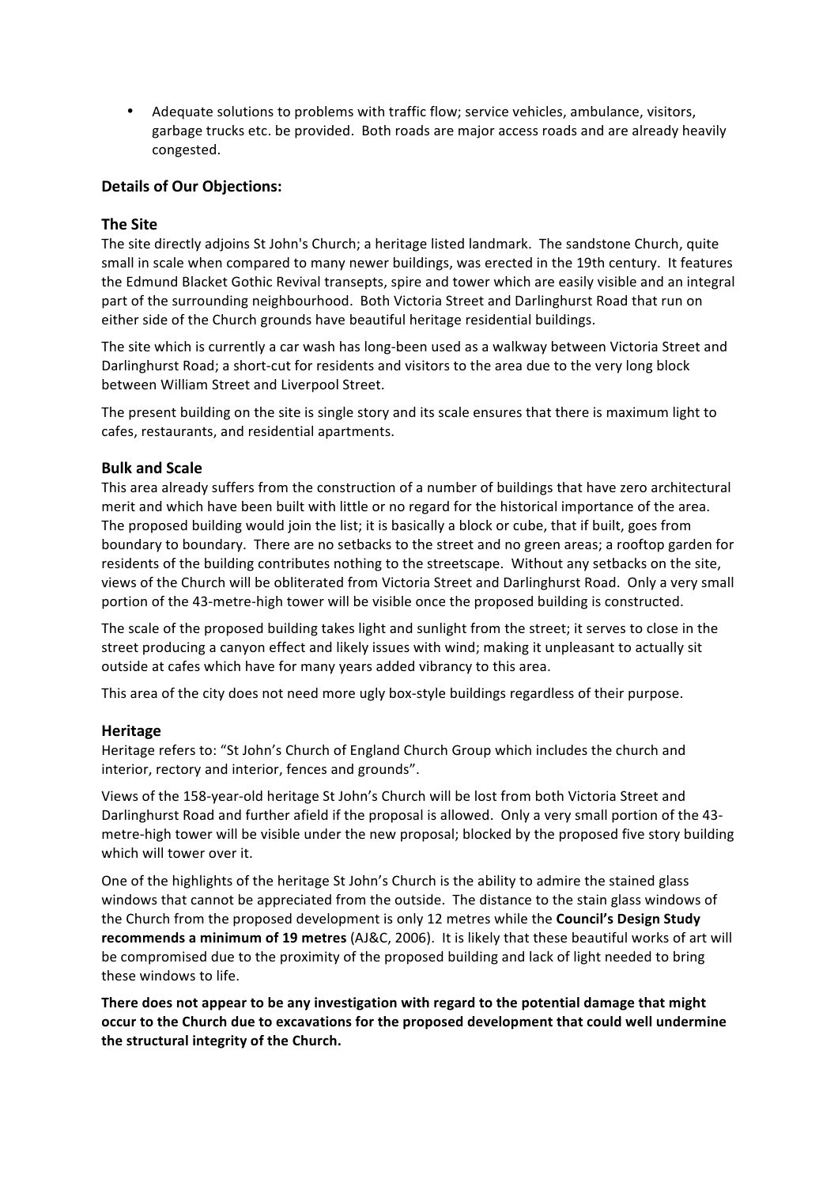- Adequate solutions to problems with traffic flow; service vehicles, ambulance, visitors, garbage trucks etc. be provided. Both roads are major access roads and are already heavily congested.

## Details of Our Objections:

### The Site

The site directly adjoins St John's Church; a heritage listed landmark. The sandstone Church, quite small in scale when compared to many newer buildings, was erected in the 19th century. It features the Edmund Blacket Gothic Revival transepts, spire and tower which are easily visible and an integral part of the surrounding neighbourhood. Both Victoria Street and Darlinghurst Road that run on either side of the Church grounds have beautiful heritage residential buildings.

The site which is currently a car wash has long-been used as a walkway between Victoria Street and Darlinghurst Road; a short-cut for residents and visitors to the area due to the very long block between William Street and Liverpool Street.

The present building on the site is single story and its scale ensures that there is maximum light to cafes, restaurants, and residential apartments.

### Bulk and Scale

This area already suffers from the construction of a number of buildings that have zero architectural merit and which have been built with little or no regard for the historical importance of the area. The proposed building would join the list; it is basically a block or cube, that if built, goes from boundary to boundary. There are no setbacks to the street and no green areas; a rooftop garden for residents of the building contributes nothing to the streetscape. Without any setbacks on the site, views of the Church will be obliterated from Victoria Street and Darlinghurst Road. Only a very small portion of the 43-metre-high tower will be visible once the proposed building is constructed.

The scale of the proposed building takes light and sunlight from the street; it serves to close in the street producing a canyon effect and likely issues with wind; making it unpleasant to actually sit outside at cafes which have for many years added vibrancy to this area.

This area of the city does not need more ugly box-style buildings regardless of their purpose.

### Heritage

Heritage refers to: "St John's Church of England Church Group which includes the church and interior, rectory and interior, fences and grounds".

Views of the 158-year-old heritage St John's Church will be lost from both Victoria Street and Darlinghurst Road and further afield if the proposal is allowed. Only a very small portion of the 43-metre-high tower will be visible under the new proposal; blocked by the proposed five story building which will tower over it.

One of the highlights of the heritage St John's Church is the ability to admire the stained glass windows that cannot be appreciated from the outside. The distance to the stain glass windows of the Church from the proposed development is only 12 metres while the **Council's Design Study recommends a minimum of 19 metres** (AJ&C, 2006). It is likely that these beautiful works of art will be compromised due to the proximity of the proposed building and lack of light needed to bring these windows to life.

**There does not appear to be any investigation with regard to the potential damage that might occur to the Church due to excavations for the proposed development that could well undermine the structural integrity of the Church.**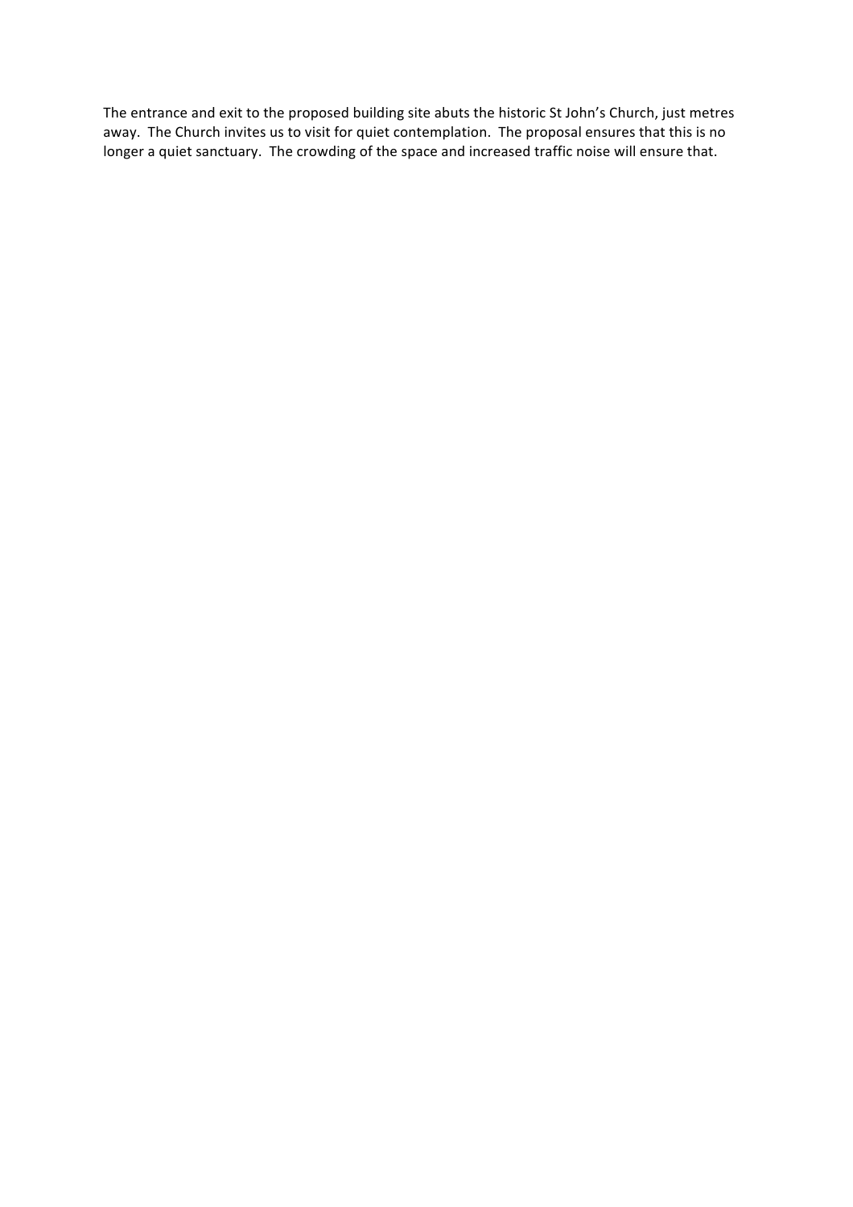The entrance and exit to the proposed building site abuts the historic St John's Church, just metres away. The Church invites us to visit for quiet contemplation. The proposal ensures that this is no longer a quiet sanctuary. The crowding of the space and increased traffic noise will ensure that.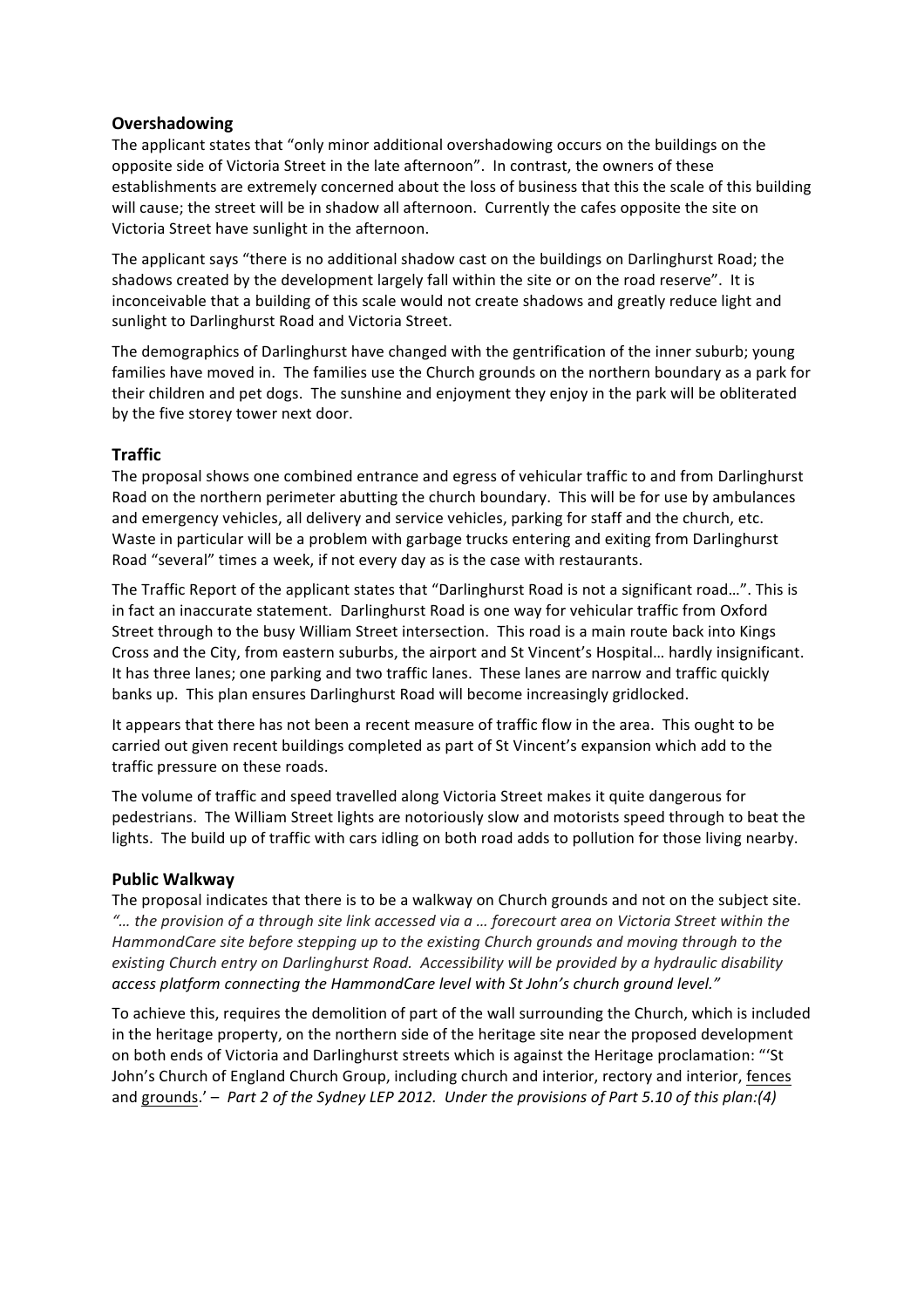### Overshadowing

The applicant states that "only minor additional overshadowing occurs on the buildings on the opposite side of Victoria Street in the late afternoon". In contrast, the owners of these establishments are extremely concerned about the loss of business that this the scale of this building will cause; the street will be in shadow all afternoon. Currently the cafes opposite the site on Victoria Street have sunlight in the afternoon.

The applicant says "there is no additional shadow cast on the buildings on Darlinghurst Road; the shadows created by the development largely fall within the site or on the road reserve". It is inconceivable that a building of this scale would not create shadows and greatly reduce light and sunlight to Darlinghurst Road and Victoria Street.

The demographics of Darlinghurst have changed with the gentrification of the inner suburb; young families have moved in. The families use the Church grounds on the northern boundary as a park for their children and pet dogs. The sunshine and enjoyment they enjoy in the park will be obliterated by the five storey tower next door.

### Traffic

The proposal shows one combined entrance and egress of vehicular traffic to and from Darlinghurst Road on the northern perimeter abutting the church boundary. This will be for use by ambulances and emergency vehicles, all delivery and service vehicles, parking for staff and the church, etc. Waste in particular will be a problem with garbage trucks entering and exiting from Darlinghurst Road "several" times a week, if not every day as is the case with restaurants.

The Traffic Report of the applicant states that "Darlinghurst Road is not a significant road…". This is in fact an inaccurate statement. Darlinghurst Road is one way for vehicular traffic from Oxford Street through to the busy William Street intersection. This road is a main route back into Kings Cross and the City, from eastern suburbs, the airport and St Vincent's Hospital… hardly insignificant. It has three lanes; one parking and two traffic lanes. These lanes are narrow and traffic quickly banks up. This plan ensures Darlinghurst Road will become increasingly gridlocked.

It appears that there has not been a recent measure of traffic flow in the area. This ought to be carried out given recent buildings completed as part of St Vincent's expansion which add to the traffic pressure on these roads.

The volume of traffic and speed travelled along Victoria Street makes it quite dangerous for pedestrians. The William Street lights are notoriously slow and motorists speed through to beat the lights. The build up of traffic with cars idling on both road adds to pollution for those living nearby.

### Public Walkway

The proposal indicates that there is to be a walkway on Church grounds and not on the subject site. *"… the provision of a through site link accessed via a … forecourt area on Victoria Street within the HammondCare site before stepping up to the existing Church grounds and moving through to the existing Church entry on Darlinghurst Road. Accessibility will be provided by a hydraulic disability **access platform connecting the HammondCare level with St John's church ground level."***

To achieve this, requires the demolition of part of the wall surrounding the Church, which is included in the heritage property, on the northern side of the heritage site near the proposed development on both ends of Victoria and Darlinghurst streets which is against the Heritage proclamation: "'St John's Church of England Church Group, including church and interior, rectory and interior, <u>fences</u> and <u>grounds</u>.' – *Part 2 of the Sydney LEP 2012. Under the provisions of Part 5.10 of this plan:(4)*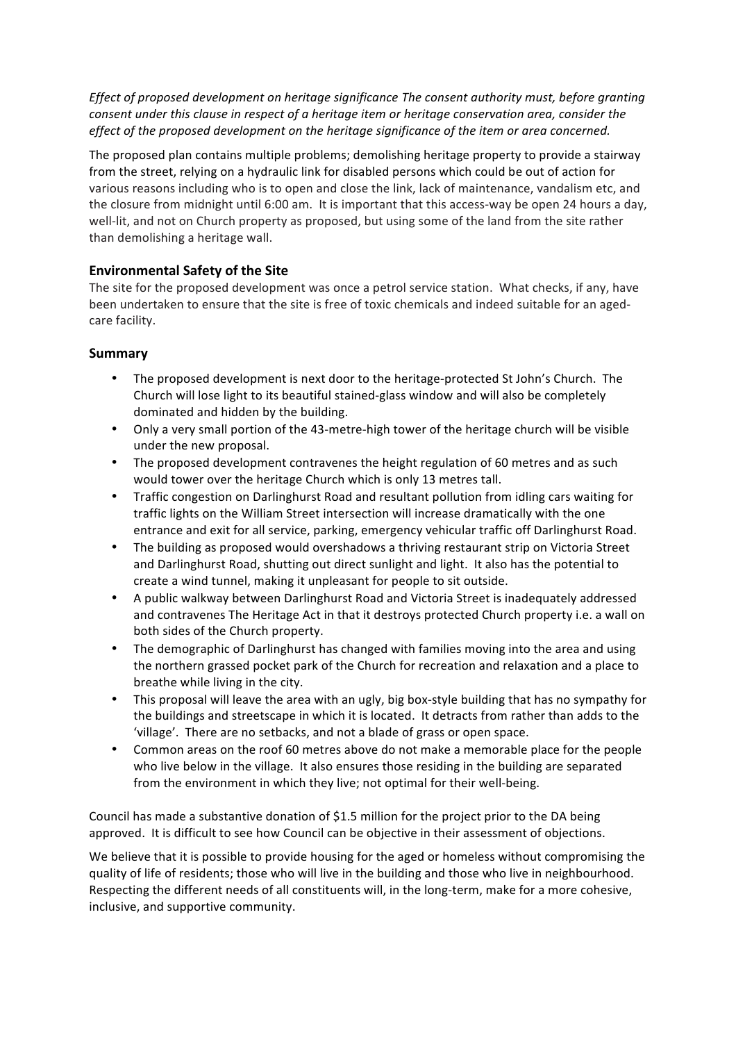*Effect of proposed development on heritage significance The consent authority must, before granting consent under this clause in respect of a heritage item or heritage conservation area, consider the effect of the proposed development on the heritage significance of the item or area concerned.*

The proposed plan contains multiple problems; demolishing heritage property to provide a stairway from the street, relying on a hydraulic link for disabled persons which could be out of action for various reasons including who is to open and close the link, lack of maintenance, vandalism etc, and the closure from midnight until 6:00 am. It is important that this access-way be open 24 hours a day, well-lit, and not on Church property as proposed, but using some of the land from the site rather than demolishing a heritage wall.

## Environmental Safety of the Site

The site for the proposed development was once a petrol service station. What checks, if any, have been undertaken to ensure that the site is free of toxic chemicals and indeed suitable for an aged-care facility.

## Summary

- The proposed development is next door to the heritage-protected St John's Church. The Church will lose light to its beautiful stained-glass window and will also be completely dominated and hidden by the building.
- Only a very small portion of the 43-metre-high tower of the heritage church will be visible under the new proposal.
- The proposed development contravenes the height regulation of 60 metres and as such would tower over the heritage Church which is only 13 metres tall.
- Traffic congestion on Darlinghurst Road and resultant pollution from idling cars waiting for traffic lights on the William Street intersection will increase dramatically with the one entrance and exit for all service, parking, emergency vehicular traffic off Darlinghurst Road.
- The building as proposed would overshadows a thriving restaurant strip on Victoria Street and Darlinghurst Road, shutting out direct sunlight and light. It also has the potential to create a wind tunnel, making it unpleasant for people to sit outside.
- A public walkway between Darlinghurst Road and Victoria Street is inadequately addressed and contravenes The Heritage Act in that it destroys protected Church property i.e. a wall on both sides of the Church property.
- The demographic of Darlinghurst has changed with families moving into the area and using the northern grassed pocket park of the Church for recreation and relaxation and a place to breathe while living in the city.
- This proposal will leave the area with an ugly, big box-style building that has no sympathy for the buildings and streetscape in which it is located. It detracts from rather than adds to the 'village'. There are no setbacks, and not a blade of grass or open space.
- Common areas on the roof 60 metres above do not make a memorable place for the people who live below in the village. It also ensures those residing in the building are separated from the environment in which they live; not optimal for their well-being.

Council has made a substantive donation of $1.5 million for the project prior to the DA being approved. It is difficult to see how Council can be objective in their assessment of objections.

We believe that it is possible to provide housing for the aged or homeless without compromising the quality of life of residents; those who will live in the building and those who live in neighbourhood. Respecting the different needs of all constituents will, in the long-term, make for a more cohesive, inclusive, and supportive community.